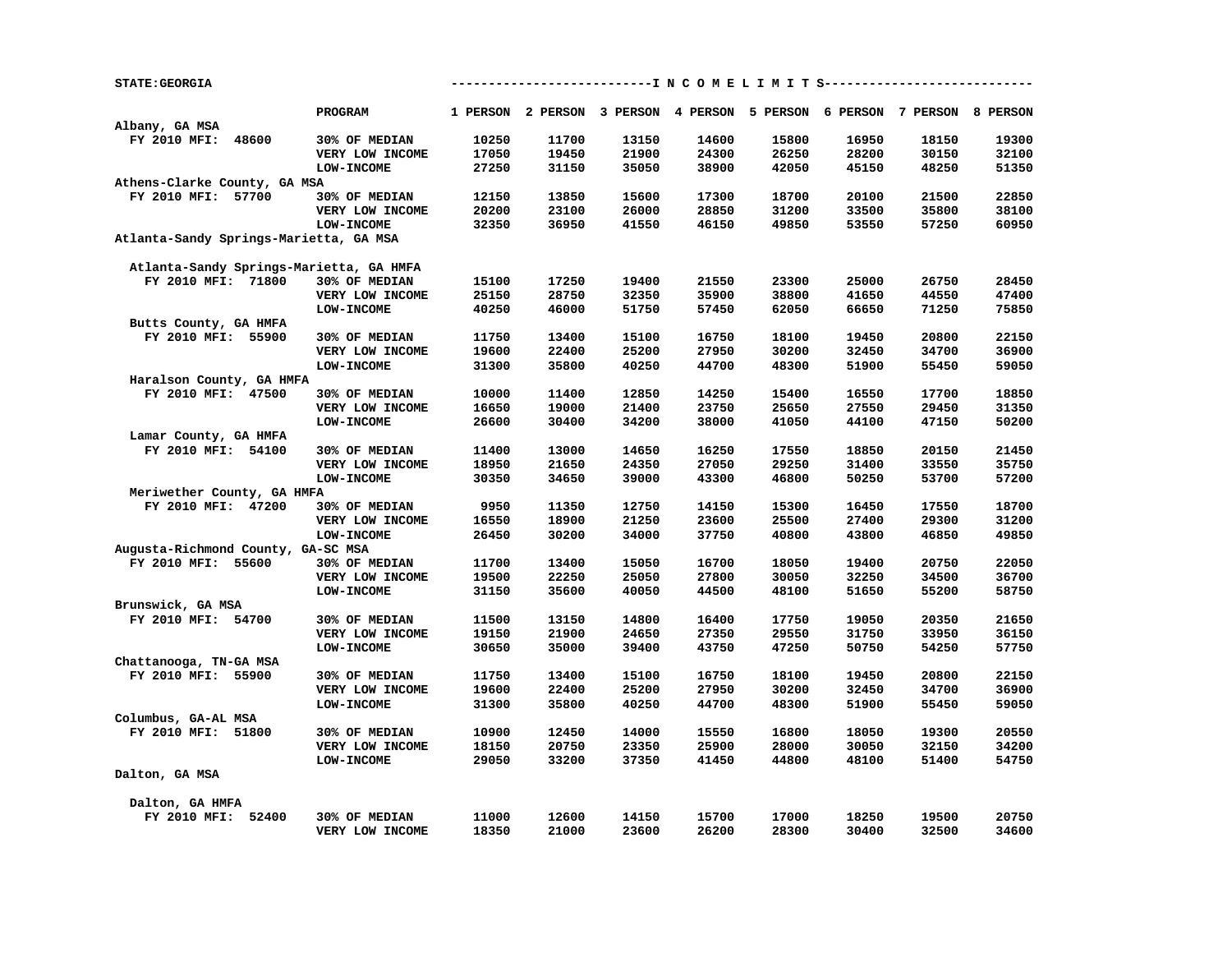STATE:GEORGIA

| | PROGRAM | 1 PERSON | 2 PERSON | 3 PERSON | 4 PERSON | 5 PERSON | 6 PERSON | 7 PERSON | 8 PERSON |
|---|---|---|---|---|---|---|---|---|---|
| Albany, GA MSA | | | | | | | | | |
| FY 2010 MFI: 48600 | 30% OF MEDIAN | 10250 | 11700 | 13150 | 14600 | 15800 | 16950 | 18150 | 19300 |
| | VERY LOW INCOME | 17050 | 19450 | 21900 | 24300 | 26250 | 28200 | 30150 | 32100 |
| | LOW-INCOME | 27250 | 31150 | 35050 | 38900 | 42050 | 45150 | 48250 | 51350 |
| Athens-Clarke County, GA MSA | | | | | | | | | |
| FY 2010 MFI: 57700 | 30% OF MEDIAN | 12150 | 13850 | 15600 | 17300 | 18700 | 20100 | 21500 | 22850 |
| | VERY LOW INCOME | 20200 | 23100 | 26000 | 28850 | 31200 | 33500 | 35800 | 38100 |
| | LOW-INCOME | 32350 | 36950 | 41550 | 46150 | 49850 | 53550 | 57250 | 60950 |
| Atlanta-Sandy Springs-Marietta, GA MSA | | | | | | | | | |
| Atlanta-Sandy Springs-Marietta, GA HMFA | | | | | | | | | |
| FY 2010 MFI: 71800 | 30% OF MEDIAN | 15100 | 17250 | 19400 | 21550 | 23300 | 25000 | 26750 | 28450 |
| | VERY LOW INCOME | 25150 | 28750 | 32350 | 35900 | 38800 | 41650 | 44550 | 47400 |
| | LOW-INCOME | 40250 | 46000 | 51750 | 57450 | 62050 | 66650 | 71250 | 75850 |
| Butts County, GA HMFA | | | | | | | | | |
| FY 2010 MFI: 55900 | 30% OF MEDIAN | 11750 | 13400 | 15100 | 16750 | 18100 | 19450 | 20800 | 22150 |
| | VERY LOW INCOME | 19600 | 22400 | 25200 | 27950 | 30200 | 32450 | 34700 | 36900 |
| | LOW-INCOME | 31300 | 35800 | 40250 | 44700 | 48300 | 51900 | 55450 | 59050 |
| Haralson County, GA HMFA | | | | | | | | | |
| FY 2010 MFI: 47500 | 30% OF MEDIAN | 10000 | 11400 | 12850 | 14250 | 15400 | 16550 | 17700 | 18850 |
| | VERY LOW INCOME | 16650 | 19000 | 21400 | 23750 | 25650 | 27550 | 29450 | 31350 |
| | LOW-INCOME | 26600 | 30400 | 34200 | 38000 | 41050 | 44100 | 47150 | 50200 |
| Lamar County, GA HMFA | | | | | | | | | |
| FY 2010 MFI: 54100 | 30% OF MEDIAN | 11400 | 13000 | 14650 | 16250 | 17550 | 18850 | 20150 | 21450 |
| | VERY LOW INCOME | 18950 | 21650 | 24350 | 27050 | 29250 | 31400 | 33550 | 35750 |
| | LOW-INCOME | 30350 | 34650 | 39000 | 43300 | 46800 | 50250 | 53700 | 57200 |
| Meriwether County, GA HMFA | | | | | | | | | |
| FY 2010 MFI: 47200 | 30% OF MEDIAN | 9950 | 11350 | 12750 | 14150 | 15300 | 16450 | 17550 | 18700 |
| | VERY LOW INCOME | 16550 | 18900 | 21250 | 23600 | 25500 | 27400 | 29300 | 31200 |
| | LOW-INCOME | 26450 | 30200 | 34000 | 37750 | 40800 | 43800 | 46850 | 49850 |
| Augusta-Richmond County, GA-SC MSA | | | | | | | | | |
| FY 2010 MFI: 55600 | 30% OF MEDIAN | 11700 | 13400 | 15050 | 16700 | 18050 | 19400 | 20750 | 22050 |
| | VERY LOW INCOME | 19500 | 22250 | 25050 | 27800 | 30050 | 32250 | 34500 | 36700 |
| | LOW-INCOME | 31150 | 35600 | 40050 | 44500 | 48100 | 51650 | 55200 | 58750 |
| Brunswick, GA MSA | | | | | | | | | |
| FY 2010 MFI: 54700 | 30% OF MEDIAN | 11500 | 13150 | 14800 | 16400 | 17750 | 19050 | 20350 | 21650 |
| | VERY LOW INCOME | 19150 | 21900 | 24650 | 27350 | 29550 | 31750 | 33950 | 36150 |
| | LOW-INCOME | 30650 | 35000 | 39400 | 43750 | 47250 | 50750 | 54250 | 57750 |
| Chattanooga, TN-GA MSA | | | | | | | | | |
| FY 2010 MFI: 55900 | 30% OF MEDIAN | 11750 | 13400 | 15100 | 16750 | 18100 | 19450 | 20800 | 22150 |
| | VERY LOW INCOME | 19600 | 22400 | 25200 | 27950 | 30200 | 32450 | 34700 | 36900 |
| | LOW-INCOME | 31300 | 35800 | 40250 | 44700 | 48300 | 51900 | 55450 | 59050 |
| Columbus, GA-AL MSA | | | | | | | | | |
| FY 2010 MFI: 51800 | 30% OF MEDIAN | 10900 | 12450 | 14000 | 15550 | 16800 | 18050 | 19300 | 20550 |
| | VERY LOW INCOME | 18150 | 20750 | 23350 | 25900 | 28000 | 30050 | 32150 | 34200 |
| | LOW-INCOME | 29050 | 33200 | 37350 | 41450 | 44800 | 48100 | 51400 | 54750 |
| Dalton, GA MSA | | | | | | | | | |
| Dalton, GA HMFA | | | | | | | | | |
| FY 2010 MFI: 52400 | 30% OF MEDIAN | 11000 | 12600 | 14150 | 15700 | 17000 | 18250 | 19500 | 20750 |
| | VERY LOW INCOME | 18350 | 21000 | 23600 | 26200 | 28300 | 30400 | 32500 | 34600 |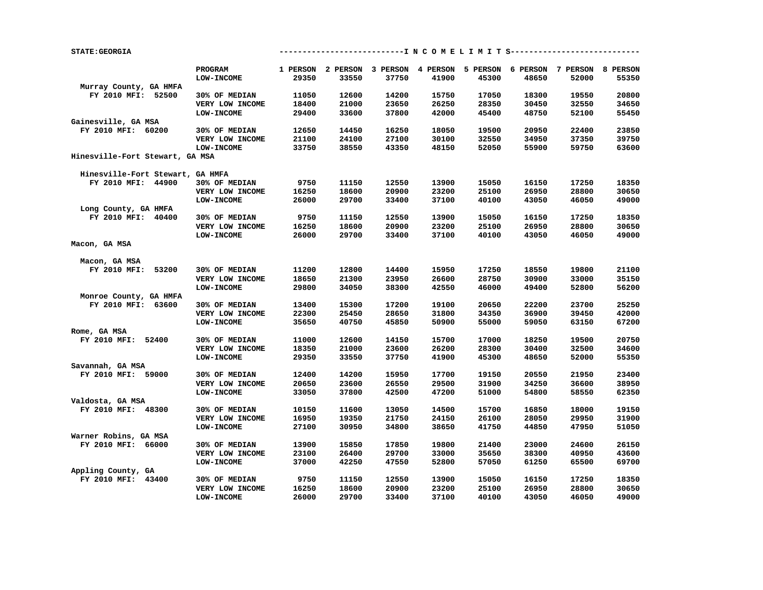STATE:GEORGIA

**I N C O M E L I M I T S**

| | PROGRAM | 1 PERSON | 2 PERSON | 3 PERSON | 4 PERSON | 5 PERSON | 6 PERSON | 7 PERSON | 8 PERSON |
|---|---|---|---|---|---|---|---|---|---|
| | LOW-INCOME | 29350 | 33550 | 37750 | 41900 | 45300 | 48650 | 52000 | 55350 |
| Murray County, GA HMFA | | | | | | | | | |
| FY 2010 MFI: 52500 | 30% OF MEDIAN | 11050 | 12600 | 14200 | 15750 | 17050 | 18300 | 19550 | 20800 |
| | VERY LOW INCOME | 18400 | 21000 | 23650 | 26250 | 28350 | 30450 | 32550 | 34650 |
| | LOW-INCOME | 29400 | 33600 | 37800 | 42000 | 45400 | 48750 | 52100 | 55450 |
| Gainesville, GA MSA | | | | | | | | | |
| FY 2010 MFI: 60200 | 30% OF MEDIAN | 12650 | 14450 | 16250 | 18050 | 19500 | 20950 | 22400 | 23850 |
| | VERY LOW INCOME | 21100 | 24100 | 27100 | 30100 | 32550 | 34950 | 37350 | 39750 |
| | LOW-INCOME | 33750 | 38550 | 43350 | 48150 | 52050 | 55900 | 59750 | 63600 |
| Hinesville-Fort Stewart, GA MSA | | | | | | | | | |
| Hinesville-Fort Stewart, GA HMFA | | | | | | | | | |
| FY 2010 MFI: 44900 | 30% OF MEDIAN | 9750 | 11150 | 12550 | 13900 | 15050 | 16150 | 17250 | 18350 |
| | VERY LOW INCOME | 16250 | 18600 | 20900 | 23200 | 25100 | 26950 | 28800 | 30650 |
| | LOW-INCOME | 26000 | 29700 | 33400 | 37100 | 40100 | 43050 | 46050 | 49000 |
| Long County, GA HMFA | | | | | | | | | |
| FY 2010 MFI: 40400 | 30% OF MEDIAN | 9750 | 11150 | 12550 | 13900 | 15050 | 16150 | 17250 | 18350 |
| | VERY LOW INCOME | 16250 | 18600 | 20900 | 23200 | 25100 | 26950 | 28800 | 30650 |
| | LOW-INCOME | 26000 | 29700 | 33400 | 37100 | 40100 | 43050 | 46050 | 49000 |
| Macon, GA MSA | | | | | | | | | |
| Macon, GA MSA | | | | | | | | | |
| FY 2010 MFI: 53200 | 30% OF MEDIAN | 11200 | 12800 | 14400 | 15950 | 17250 | 18550 | 19800 | 21100 |
| | VERY LOW INCOME | 18650 | 21300 | 23950 | 26600 | 28750 | 30900 | 33000 | 35150 |
| | LOW-INCOME | 29800 | 34050 | 38300 | 42550 | 46000 | 49400 | 52800 | 56200 |
| Monroe County, GA HMFA | | | | | | | | | |
| FY 2010 MFI: 63600 | 30% OF MEDIAN | 13400 | 15300 | 17200 | 19100 | 20650 | 22200 | 23700 | 25250 |
| | VERY LOW INCOME | 22300 | 25450 | 28650 | 31800 | 34350 | 36900 | 39450 | 42000 |
| | LOW-INCOME | 35650 | 40750 | 45850 | 50900 | 55000 | 59050 | 63150 | 67200 |
| Rome, GA MSA | | | | | | | | | |
| FY 2010 MFI: 52400 | 30% OF MEDIAN | 11000 | 12600 | 14150 | 15700 | 17000 | 18250 | 19500 | 20750 |
| | VERY LOW INCOME | 18350 | 21000 | 23600 | 26200 | 28300 | 30400 | 32500 | 34600 |
| | LOW-INCOME | 29350 | 33550 | 37750 | 41900 | 45300 | 48650 | 52000 | 55350 |
| Savannah, GA MSA | | | | | | | | | |
| FY 2010 MFI: 59000 | 30% OF MEDIAN | 12400 | 14200 | 15950 | 17700 | 19150 | 20550 | 21950 | 23400 |
| | VERY LOW INCOME | 20650 | 23600 | 26550 | 29500 | 31900 | 34250 | 36600 | 38950 |
| | LOW-INCOME | 33050 | 37800 | 42500 | 47200 | 51000 | 54800 | 58550 | 62350 |
| Valdosta, GA MSA | | | | | | | | | |
| FY 2010 MFI: 48300 | 30% OF MEDIAN | 10150 | 11600 | 13050 | 14500 | 15700 | 16850 | 18000 | 19150 |
| | VERY LOW INCOME | 16950 | 19350 | 21750 | 24150 | 26100 | 28050 | 29950 | 31900 |
| | LOW-INCOME | 27100 | 30950 | 34800 | 38650 | 41750 | 44850 | 47950 | 51050 |
| Warner Robins, GA MSA | | | | | | | | | |
| FY 2010 MFI: 66000 | 30% OF MEDIAN | 13900 | 15850 | 17850 | 19800 | 21400 | 23000 | 24600 | 26150 |
| | VERY LOW INCOME | 23100 | 26400 | 29700 | 33000 | 35650 | 38300 | 40950 | 43600 |
| | LOW-INCOME | 37000 | 42250 | 47550 | 52800 | 57050 | 61250 | 65500 | 69700 |
| Appling County, GA | | | | | | | | | |
| FY 2010 MFI: 43400 | 30% OF MEDIAN | 9750 | 11150 | 12550 | 13900 | 15050 | 16150 | 17250 | 18350 |
| | VERY LOW INCOME | 16250 | 18600 | 20900 | 23200 | 25100 | 26950 | 28800 | 30650 |
| | LOW-INCOME | 26000 | 29700 | 33400 | 37100 | 40100 | 43050 | 46050 | 49000 |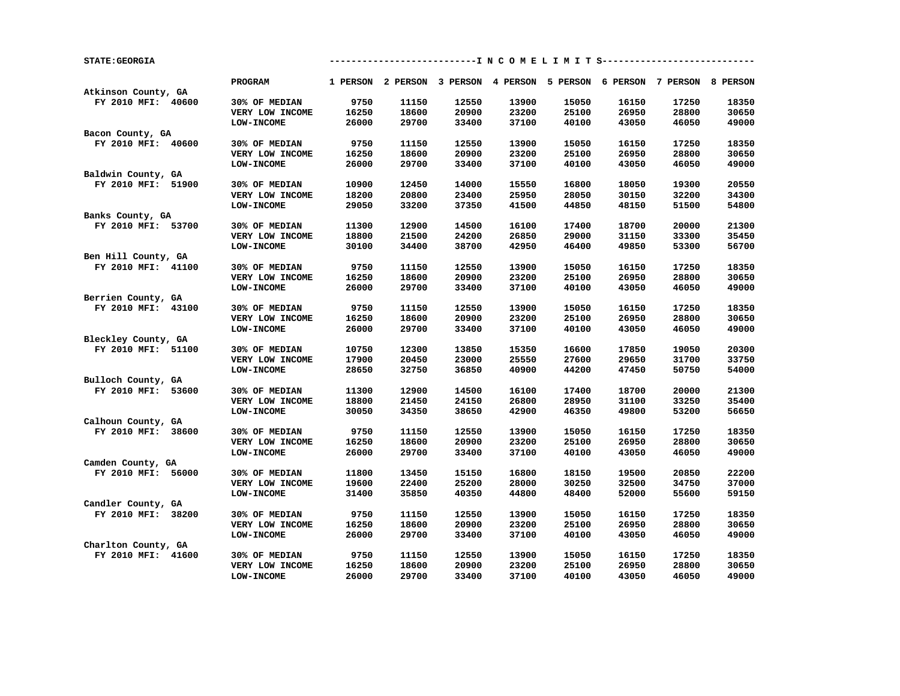STATE:GEORGIA

| | PROGRAM | 1 PERSON | 2 PERSON | 3 PERSON | 4 PERSON | 5 PERSON | 6 PERSON | 7 PERSON | 8 PERSON |
|---|---|---|---|---|---|---|---|---|---|
| Atkinson County, GA | | | | | | | | | |
| FY 2010 MFI: 40600 | 30% OF MEDIAN | 9750 | 11150 | 12550 | 13900 | 15050 | 16150 | 17250 | 18350 |
| | VERY LOW INCOME | 16250 | 18600 | 20900 | 23200 | 25100 | 26950 | 28800 | 30650 |
| | LOW-INCOME | 26000 | 29700 | 33400 | 37100 | 40100 | 43050 | 46050 | 49000 |
| Bacon County, GA | | | | | | | | | |
| FY 2010 MFI: 40600 | 30% OF MEDIAN | 9750 | 11150 | 12550 | 13900 | 15050 | 16150 | 17250 | 18350 |
| | VERY LOW INCOME | 16250 | 18600 | 20900 | 23200 | 25100 | 26950 | 28800 | 30650 |
| | LOW-INCOME | 26000 | 29700 | 33400 | 37100 | 40100 | 43050 | 46050 | 49000 |
| Baldwin County, GA | | | | | | | | | |
| FY 2010 MFI: 51900 | 30% OF MEDIAN | 10900 | 12450 | 14000 | 15550 | 16800 | 18050 | 19300 | 20550 |
| | VERY LOW INCOME | 18200 | 20800 | 23400 | 25950 | 28050 | 30150 | 32200 | 34300 |
| | LOW-INCOME | 29050 | 33200 | 37350 | 41500 | 44850 | 48150 | 51500 | 54800 |
| Banks County, GA | | | | | | | | | |
| FY 2010 MFI: 53700 | 30% OF MEDIAN | 11300 | 12900 | 14500 | 16100 | 17400 | 18700 | 20000 | 21300 |
| | VERY LOW INCOME | 18800 | 21500 | 24200 | 26850 | 29000 | 31150 | 33300 | 35450 |
| | LOW-INCOME | 30100 | 34400 | 38700 | 42950 | 46400 | 49850 | 53300 | 56700 |
| Ben Hill County, GA | | | | | | | | | |
| FY 2010 MFI: 41100 | 30% OF MEDIAN | 9750 | 11150 | 12550 | 13900 | 15050 | 16150 | 17250 | 18350 |
| | VERY LOW INCOME | 16250 | 18600 | 20900 | 23200 | 25100 | 26950 | 28800 | 30650 |
| | LOW-INCOME | 26000 | 29700 | 33400 | 37100 | 40100 | 43050 | 46050 | 49000 |
| Berrien County, GA | | | | | | | | | |
| FY 2010 MFI: 43100 | 30% OF MEDIAN | 9750 | 11150 | 12550 | 13900 | 15050 | 16150 | 17250 | 18350 |
| | VERY LOW INCOME | 16250 | 18600 | 20900 | 23200 | 25100 | 26950 | 28800 | 30650 |
| | LOW-INCOME | 26000 | 29700 | 33400 | 37100 | 40100 | 43050 | 46050 | 49000 |
| Bleckley County, GA | | | | | | | | | |
| FY 2010 MFI: 51100 | 30% OF MEDIAN | 10750 | 12300 | 13850 | 15350 | 16600 | 17850 | 19050 | 20300 |
| | VERY LOW INCOME | 17900 | 20450 | 23000 | 25550 | 27600 | 29650 | 31700 | 33750 |
| | LOW-INCOME | 28650 | 32750 | 36850 | 40900 | 44200 | 47450 | 50750 | 54000 |
| Bulloch County, GA | | | | | | | | | |
| FY 2010 MFI: 53600 | 30% OF MEDIAN | 11300 | 12900 | 14500 | 16100 | 17400 | 18700 | 20000 | 21300 |
| | VERY LOW INCOME | 18800 | 21450 | 24150 | 26800 | 28950 | 31100 | 33250 | 35400 |
| | LOW-INCOME | 30050 | 34350 | 38650 | 42900 | 46350 | 49800 | 53200 | 56650 |
| Calhoun County, GA | | | | | | | | | |
| FY 2010 MFI: 38600 | 30% OF MEDIAN | 9750 | 11150 | 12550 | 13900 | 15050 | 16150 | 17250 | 18350 |
| | VERY LOW INCOME | 16250 | 18600 | 20900 | 23200 | 25100 | 26950 | 28800 | 30650 |
| | LOW-INCOME | 26000 | 29700 | 33400 | 37100 | 40100 | 43050 | 46050 | 49000 |
| Camden County, GA | | | | | | | | | |
| FY 2010 MFI: 56000 | 30% OF MEDIAN | 11800 | 13450 | 15150 | 16800 | 18150 | 19500 | 20850 | 22200 |
| | VERY LOW INCOME | 19600 | 22400 | 25200 | 28000 | 30250 | 32500 | 34750 | 37000 |
| | LOW-INCOME | 31400 | 35850 | 40350 | 44800 | 48400 | 52000 | 55600 | 59150 |
| Candler County, GA | | | | | | | | | |
| FY 2010 MFI: 38200 | 30% OF MEDIAN | 9750 | 11150 | 12550 | 13900 | 15050 | 16150 | 17250 | 18350 |
| | VERY LOW INCOME | 16250 | 18600 | 20900 | 23200 | 25100 | 26950 | 28800 | 30650 |
| | LOW-INCOME | 26000 | 29700 | 33400 | 37100 | 40100 | 43050 | 46050 | 49000 |
| Charlton County, GA | | | | | | | | | |
| FY 2010 MFI: 41600 | 30% OF MEDIAN | 9750 | 11150 | 12550 | 13900 | 15050 | 16150 | 17250 | 18350 |
| | VERY LOW INCOME | 16250 | 18600 | 20900 | 23200 | 25100 | 26950 | 28800 | 30650 |
| | LOW-INCOME | 26000 | 29700 | 33400 | 37100 | 40100 | 43050 | 46050 | 49000 |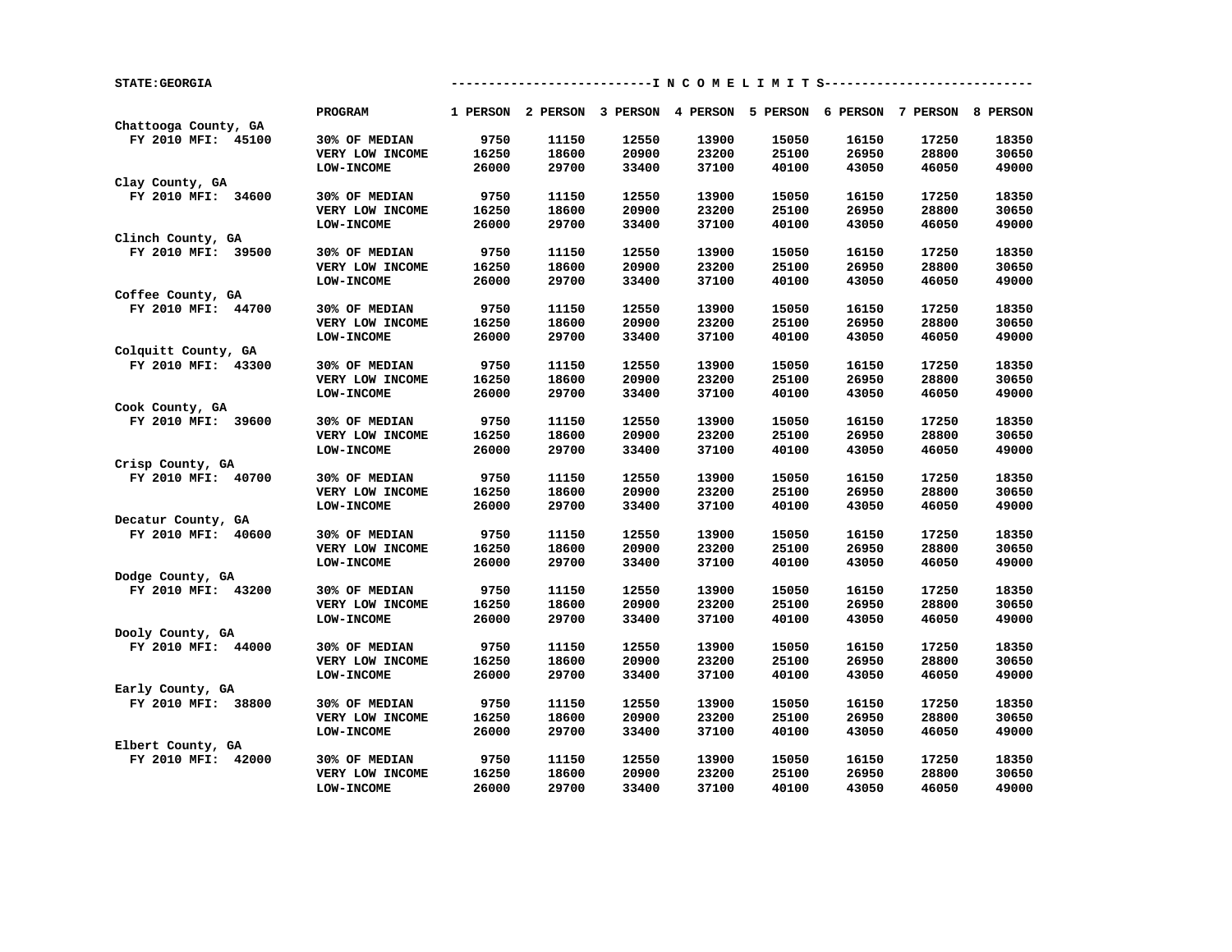STATE:GEORGIA

| | PROGRAM | 1 PERSON | 2 PERSON | 3 PERSON | 4 PERSON | 5 PERSON | 6 PERSON | 7 PERSON | 8 PERSON |
|---|---|---|---|---|---|---|---|---|---|
| Chattooga County, GA | | | | | | | | | |
| FY 2010 MFI: 45100 | 30% OF MEDIAN | 9750 | 11150 | 12550 | 13900 | 15050 | 16150 | 17250 | 18350 |
| | VERY LOW INCOME | 16250 | 18600 | 20900 | 23200 | 25100 | 26950 | 28800 | 30650 |
| | LOW-INCOME | 26000 | 29700 | 33400 | 37100 | 40100 | 43050 | 46050 | 49000 |
| Clay County, GA | | | | | | | | | |
| FY 2010 MFI: 34600 | 30% OF MEDIAN | 9750 | 11150 | 12550 | 13900 | 15050 | 16150 | 17250 | 18350 |
| | VERY LOW INCOME | 16250 | 18600 | 20900 | 23200 | 25100 | 26950 | 28800 | 30650 |
| | LOW-INCOME | 26000 | 29700 | 33400 | 37100 | 40100 | 43050 | 46050 | 49000 |
| Clinch County, GA | | | | | | | | | |
| FY 2010 MFI: 39500 | 30% OF MEDIAN | 9750 | 11150 | 12550 | 13900 | 15050 | 16150 | 17250 | 18350 |
| | VERY LOW INCOME | 16250 | 18600 | 20900 | 23200 | 25100 | 26950 | 28800 | 30650 |
| | LOW-INCOME | 26000 | 29700 | 33400 | 37100 | 40100 | 43050 | 46050 | 49000 |
| Coffee County, GA | | | | | | | | | |
| FY 2010 MFI: 44700 | 30% OF MEDIAN | 9750 | 11150 | 12550 | 13900 | 15050 | 16150 | 17250 | 18350 |
| | VERY LOW INCOME | 16250 | 18600 | 20900 | 23200 | 25100 | 26950 | 28800 | 30650 |
| | LOW-INCOME | 26000 | 29700 | 33400 | 37100 | 40100 | 43050 | 46050 | 49000 |
| Colquitt County, GA | | | | | | | | | |
| FY 2010 MFI: 43300 | 30% OF MEDIAN | 9750 | 11150 | 12550 | 13900 | 15050 | 16150 | 17250 | 18350 |
| | VERY LOW INCOME | 16250 | 18600 | 20900 | 23200 | 25100 | 26950 | 28800 | 30650 |
| | LOW-INCOME | 26000 | 29700 | 33400 | 37100 | 40100 | 43050 | 46050 | 49000 |
| Cook County, GA | | | | | | | | | |
| FY 2010 MFI: 39600 | 30% OF MEDIAN | 9750 | 11150 | 12550 | 13900 | 15050 | 16150 | 17250 | 18350 |
| | VERY LOW INCOME | 16250 | 18600 | 20900 | 23200 | 25100 | 26950 | 28800 | 30650 |
| | LOW-INCOME | 26000 | 29700 | 33400 | 37100 | 40100 | 43050 | 46050 | 49000 |
| Crisp County, GA | | | | | | | | | |
| FY 2010 MFI: 40700 | 30% OF MEDIAN | 9750 | 11150 | 12550 | 13900 | 15050 | 16150 | 17250 | 18350 |
| | VERY LOW INCOME | 16250 | 18600 | 20900 | 23200 | 25100 | 26950 | 28800 | 30650 |
| | LOW-INCOME | 26000 | 29700 | 33400 | 37100 | 40100 | 43050 | 46050 | 49000 |
| Decatur County, GA | | | | | | | | | |
| FY 2010 MFI: 40600 | 30% OF MEDIAN | 9750 | 11150 | 12550 | 13900 | 15050 | 16150 | 17250 | 18350 |
| | VERY LOW INCOME | 16250 | 18600 | 20900 | 23200 | 25100 | 26950 | 28800 | 30650 |
| | LOW-INCOME | 26000 | 29700 | 33400 | 37100 | 40100 | 43050 | 46050 | 49000 |
| Dodge County, GA | | | | | | | | | |
| FY 2010 MFI: 43200 | 30% OF MEDIAN | 9750 | 11150 | 12550 | 13900 | 15050 | 16150 | 17250 | 18350 |
| | VERY LOW INCOME | 16250 | 18600 | 20900 | 23200 | 25100 | 26950 | 28800 | 30650 |
| | LOW-INCOME | 26000 | 29700 | 33400 | 37100 | 40100 | 43050 | 46050 | 49000 |
| Dooly County, GA | | | | | | | | | |
| FY 2010 MFI: 44000 | 30% OF MEDIAN | 9750 | 11150 | 12550 | 13900 | 15050 | 16150 | 17250 | 18350 |
| | VERY LOW INCOME | 16250 | 18600 | 20900 | 23200 | 25100 | 26950 | 28800 | 30650 |
| | LOW-INCOME | 26000 | 29700 | 33400 | 37100 | 40100 | 43050 | 46050 | 49000 |
| Early County, GA | | | | | | | | | |
| FY 2010 MFI: 38800 | 30% OF MEDIAN | 9750 | 11150 | 12550 | 13900 | 15050 | 16150 | 17250 | 18350 |
| | VERY LOW INCOME | 16250 | 18600 | 20900 | 23200 | 25100 | 26950 | 28800 | 30650 |
| | LOW-INCOME | 26000 | 29700 | 33400 | 37100 | 40100 | 43050 | 46050 | 49000 |
| Elbert County, GA | | | | | | | | | |
| FY 2010 MFI: 42000 | 30% OF MEDIAN | 9750 | 11150 | 12550 | 13900 | 15050 | 16150 | 17250 | 18350 |
| | VERY LOW INCOME | 16250 | 18600 | 20900 | 23200 | 25100 | 26950 | 28800 | 30650 |
| | LOW-INCOME | 26000 | 29700 | 33400 | 37100 | 40100 | 43050 | 46050 | 49000 |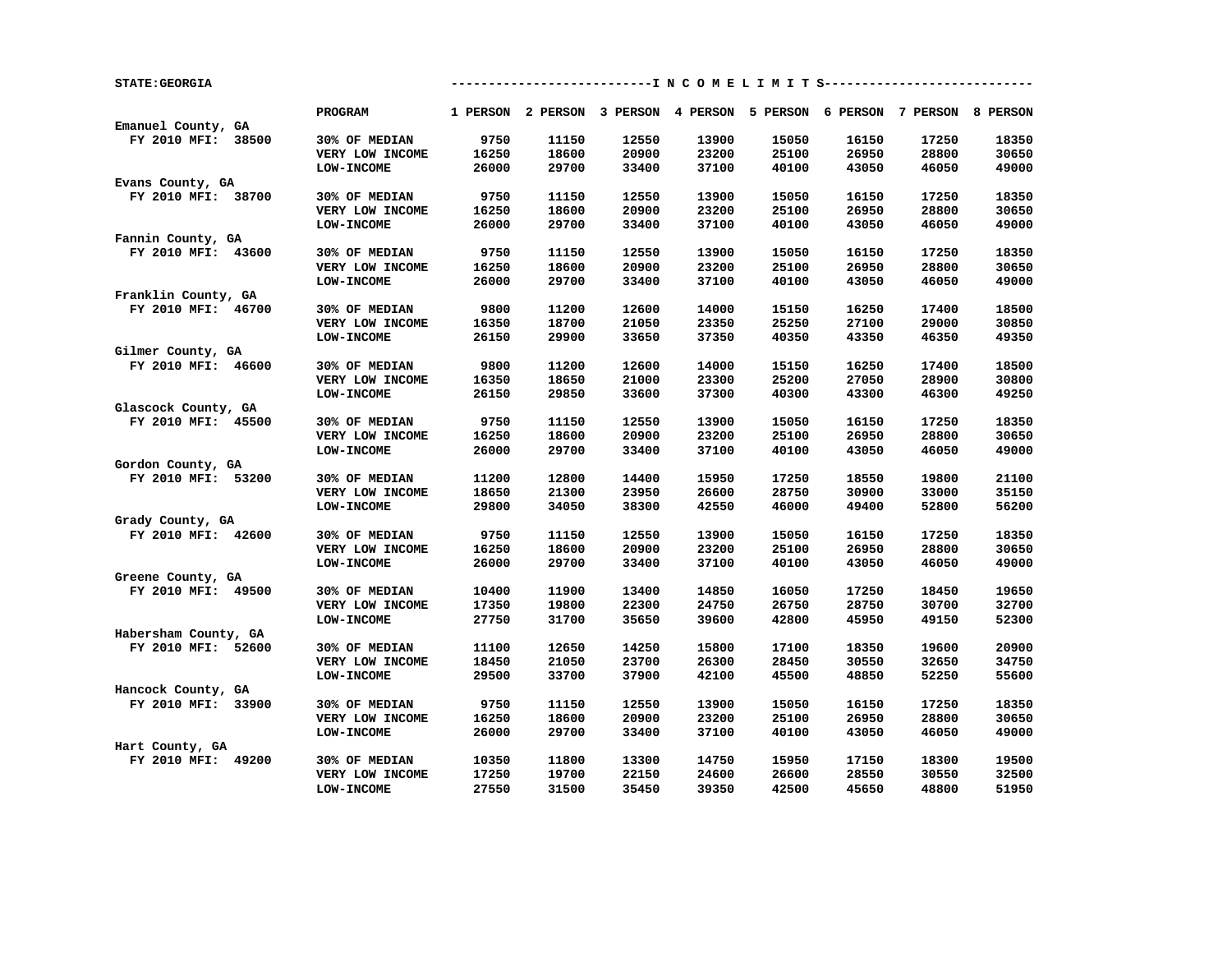STATE:GEORGIA

--------------------------I N C O M E L I M I T S---------------------------

| | PROGRAM | 1 PERSON | 2 PERSON | 3 PERSON | 4 PERSON | 5 PERSON | 6 PERSON | 7 PERSON | 8 PERSON |
|---|---|---|---|---|---|---|---|---|---|
| Emanuel County, GA | | | | | | | | | |
| FY 2010 MFI: 38500 | 30% OF MEDIAN | 9750 | 11150 | 12550 | 13900 | 15050 | 16150 | 17250 | 18350 |
| | VERY LOW INCOME | 16250 | 18600 | 20900 | 23200 | 25100 | 26950 | 28800 | 30650 |
| | LOW-INCOME | 26000 | 29700 | 33400 | 37100 | 40100 | 43050 | 46050 | 49000 |
| Evans County, GA | | | | | | | | | |
| FY 2010 MFI: 38700 | 30% OF MEDIAN | 9750 | 11150 | 12550 | 13900 | 15050 | 16150 | 17250 | 18350 |
| | VERY LOW INCOME | 16250 | 18600 | 20900 | 23200 | 25100 | 26950 | 28800 | 30650 |
| | LOW-INCOME | 26000 | 29700 | 33400 | 37100 | 40100 | 43050 | 46050 | 49000 |
| Fannin County, GA | | | | | | | | | |
| FY 2010 MFI: 43600 | 30% OF MEDIAN | 9750 | 11150 | 12550 | 13900 | 15050 | 16150 | 17250 | 18350 |
| | VERY LOW INCOME | 16250 | 18600 | 20900 | 23200 | 25100 | 26950 | 28800 | 30650 |
| | LOW-INCOME | 26000 | 29700 | 33400 | 37100 | 40100 | 43050 | 46050 | 49000 |
| Franklin County, GA | | | | | | | | | |
| FY 2010 MFI: 46700 | 30% OF MEDIAN | 9800 | 11200 | 12600 | 14000 | 15150 | 16250 | 17400 | 18500 |
| | VERY LOW INCOME | 16350 | 18700 | 21050 | 23350 | 25250 | 27100 | 29000 | 30850 |
| | LOW-INCOME | 26150 | 29900 | 33650 | 37350 | 40350 | 43350 | 46350 | 49350 |
| Gilmer County, GA | | | | | | | | | |
| FY 2010 MFI: 46600 | 30% OF MEDIAN | 9800 | 11200 | 12600 | 14000 | 15150 | 16250 | 17400 | 18500 |
| | VERY LOW INCOME | 16350 | 18650 | 21000 | 23300 | 25200 | 27050 | 28900 | 30800 |
| | LOW-INCOME | 26150 | 29850 | 33600 | 37300 | 40300 | 43300 | 46300 | 49250 |
| Glascock County, GA | | | | | | | | | |
| FY 2010 MFI: 45500 | 30% OF MEDIAN | 9750 | 11150 | 12550 | 13900 | 15050 | 16150 | 17250 | 18350 |
| | VERY LOW INCOME | 16250 | 18600 | 20900 | 23200 | 25100 | 26950 | 28800 | 30650 |
| | LOW-INCOME | 26000 | 29700 | 33400 | 37100 | 40100 | 43050 | 46050 | 49000 |
| Gordon County, GA | | | | | | | | | |
| FY 2010 MFI: 53200 | 30% OF MEDIAN | 11200 | 12800 | 14400 | 15950 | 17250 | 18550 | 19800 | 21100 |
| | VERY LOW INCOME | 18650 | 21300 | 23950 | 26600 | 28750 | 30900 | 33000 | 35150 |
| | LOW-INCOME | 29800 | 34050 | 38300 | 42550 | 46000 | 49400 | 52800 | 56200 |
| Grady County, GA | | | | | | | | | |
| FY 2010 MFI: 42600 | 30% OF MEDIAN | 9750 | 11150 | 12550 | 13900 | 15050 | 16150 | 17250 | 18350 |
| | VERY LOW INCOME | 16250 | 18600 | 20900 | 23200 | 25100 | 26950 | 28800 | 30650 |
| | LOW-INCOME | 26000 | 29700 | 33400 | 37100 | 40100 | 43050 | 46050 | 49000 |
| Greene County, GA | | | | | | | | | |
| FY 2010 MFI: 49500 | 30% OF MEDIAN | 10400 | 11900 | 13400 | 14850 | 16050 | 17250 | 18450 | 19650 |
| | VERY LOW INCOME | 17350 | 19800 | 22300 | 24750 | 26750 | 28750 | 30700 | 32700 |
| | LOW-INCOME | 27750 | 31700 | 35650 | 39600 | 42800 | 45950 | 49150 | 52300 |
| Habersham County, GA | | | | | | | | | |
| FY 2010 MFI: 52600 | 30% OF MEDIAN | 11100 | 12650 | 14250 | 15800 | 17100 | 18350 | 19600 | 20900 |
| | VERY LOW INCOME | 18450 | 21050 | 23700 | 26300 | 28450 | 30550 | 32650 | 34750 |
| | LOW-INCOME | 29500 | 33700 | 37900 | 42100 | 45500 | 48850 | 52250 | 55600 |
| Hancock County, GA | | | | | | | | | |
| FY 2010 MFI: 33900 | 30% OF MEDIAN | 9750 | 11150 | 12550 | 13900 | 15050 | 16150 | 17250 | 18350 |
| | VERY LOW INCOME | 16250 | 18600 | 20900 | 23200 | 25100 | 26950 | 28800 | 30650 |
| | LOW-INCOME | 26000 | 29700 | 33400 | 37100 | 40100 | 43050 | 46050 | 49000 |
| Hart County, GA | | | | | | | | | |
| FY 2010 MFI: 49200 | 30% OF MEDIAN | 10350 | 11800 | 13300 | 14750 | 15950 | 17150 | 18300 | 19500 |
| | VERY LOW INCOME | 17250 | 19700 | 22150 | 24600 | 26600 | 28550 | 30550 | 32500 |
| | LOW-INCOME | 27550 | 31500 | 35450 | 39350 | 42500 | 45650 | 48800 | 51950 |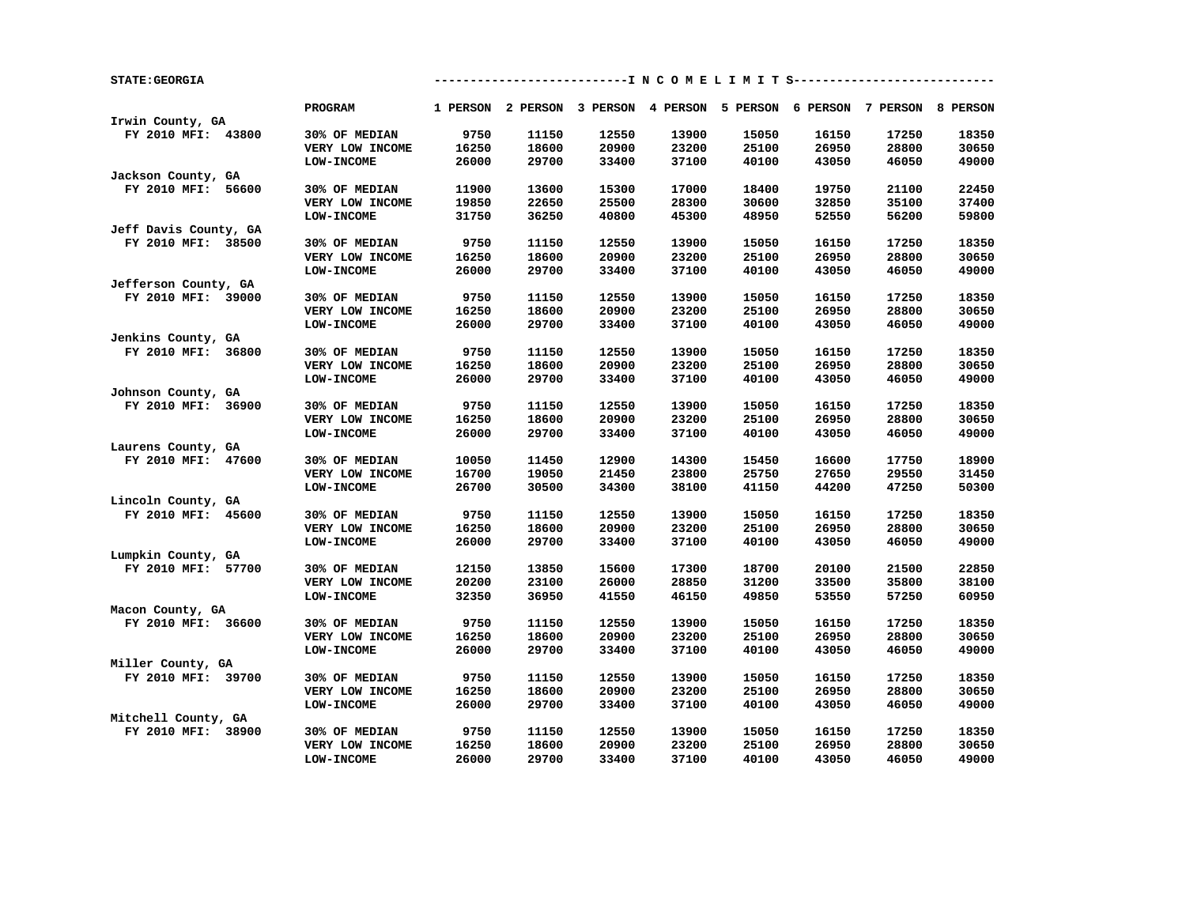STATE:GEORGIA

| | PROGRAM | 1 PERSON | 2 PERSON | 3 PERSON | 4 PERSON | 5 PERSON | 6 PERSON | 7 PERSON | 8 PERSON |
|---|---|---|---|---|---|---|---|---|---|
| Irwin County, GA | | | | | | | | | |
| FY 2010 MFI: 43800 | 30% OF MEDIAN | 9750 | 11150 | 12550 | 13900 | 15050 | 16150 | 17250 | 18350 |
| | VERY LOW INCOME | 16250 | 18600 | 20900 | 23200 | 25100 | 26950 | 28800 | 30650 |
| | LOW-INCOME | 26000 | 29700 | 33400 | 37100 | 40100 | 43050 | 46050 | 49000 |
| Jackson County, GA | | | | | | | | | |
| FY 2010 MFI: 56600 | 30% OF MEDIAN | 11900 | 13600 | 15300 | 17000 | 18400 | 19750 | 21100 | 22450 |
| | VERY LOW INCOME | 19850 | 22650 | 25500 | 28300 | 30600 | 32850 | 35100 | 37400 |
| | LOW-INCOME | 31750 | 36250 | 40800 | 45300 | 48950 | 52550 | 56200 | 59800 |
| Jeff Davis County, GA | | | | | | | | | |
| FY 2010 MFI: 38500 | 30% OF MEDIAN | 9750 | 11150 | 12550 | 13900 | 15050 | 16150 | 17250 | 18350 |
| | VERY LOW INCOME | 16250 | 18600 | 20900 | 23200 | 25100 | 26950 | 28800 | 30650 |
| | LOW-INCOME | 26000 | 29700 | 33400 | 37100 | 40100 | 43050 | 46050 | 49000 |
| Jefferson County, GA | | | | | | | | | |
| FY 2010 MFI: 39000 | 30% OF MEDIAN | 9750 | 11150 | 12550 | 13900 | 15050 | 16150 | 17250 | 18350 |
| | VERY LOW INCOME | 16250 | 18600 | 20900 | 23200 | 25100 | 26950 | 28800 | 30650 |
| | LOW-INCOME | 26000 | 29700 | 33400 | 37100 | 40100 | 43050 | 46050 | 49000 |
| Jenkins County, GA | | | | | | | | | |
| FY 2010 MFI: 36800 | 30% OF MEDIAN | 9750 | 11150 | 12550 | 13900 | 15050 | 16150 | 17250 | 18350 |
| | VERY LOW INCOME | 16250 | 18600 | 20900 | 23200 | 25100 | 26950 | 28800 | 30650 |
| | LOW-INCOME | 26000 | 29700 | 33400 | 37100 | 40100 | 43050 | 46050 | 49000 |
| Johnson County, GA | | | | | | | | | |
| FY 2010 MFI: 36900 | 30% OF MEDIAN | 9750 | 11150 | 12550 | 13900 | 15050 | 16150 | 17250 | 18350 |
| | VERY LOW INCOME | 16250 | 18600 | 20900 | 23200 | 25100 | 26950 | 28800 | 30650 |
| | LOW-INCOME | 26000 | 29700 | 33400 | 37100 | 40100 | 43050 | 46050 | 49000 |
| Laurens County, GA | | | | | | | | | |
| FY 2010 MFI: 47600 | 30% OF MEDIAN | 10050 | 11450 | 12900 | 14300 | 15450 | 16600 | 17750 | 18900 |
| | VERY LOW INCOME | 16700 | 19050 | 21450 | 23800 | 25750 | 27650 | 29550 | 31450 |
| | LOW-INCOME | 26700 | 30500 | 34300 | 38100 | 41150 | 44200 | 47250 | 50300 |
| Lincoln County, GA | | | | | | | | | |
| FY 2010 MFI: 45600 | 30% OF MEDIAN | 9750 | 11150 | 12550 | 13900 | 15050 | 16150 | 17250 | 18350 |
| | VERY LOW INCOME | 16250 | 18600 | 20900 | 23200 | 25100 | 26950 | 28800 | 30650 |
| | LOW-INCOME | 26000 | 29700 | 33400 | 37100 | 40100 | 43050 | 46050 | 49000 |
| Lumpkin County, GA | | | | | | | | | |
| FY 2010 MFI: 57700 | 30% OF MEDIAN | 12150 | 13850 | 15600 | 17300 | 18700 | 20100 | 21500 | 22850 |
| | VERY LOW INCOME | 20200 | 23100 | 26000 | 28850 | 31200 | 33500 | 35800 | 38100 |
| | LOW-INCOME | 32350 | 36950 | 41550 | 46150 | 49850 | 53550 | 57250 | 60950 |
| Macon County, GA | | | | | | | | | |
| FY 2010 MFI: 36600 | 30% OF MEDIAN | 9750 | 11150 | 12550 | 13900 | 15050 | 16150 | 17250 | 18350 |
| | VERY LOW INCOME | 16250 | 18600 | 20900 | 23200 | 25100 | 26950 | 28800 | 30650 |
| | LOW-INCOME | 26000 | 29700 | 33400 | 37100 | 40100 | 43050 | 46050 | 49000 |
| Miller County, GA | | | | | | | | | |
| FY 2010 MFI: 39700 | 30% OF MEDIAN | 9750 | 11150 | 12550 | 13900 | 15050 | 16150 | 17250 | 18350 |
| | VERY LOW INCOME | 16250 | 18600 | 20900 | 23200 | 25100 | 26950 | 28800 | 30650 |
| | LOW-INCOME | 26000 | 29700 | 33400 | 37100 | 40100 | 43050 | 46050 | 49000 |
| Mitchell County, GA | | | | | | | | | |
| FY 2010 MFI: 38900 | 30% OF MEDIAN | 9750 | 11150 | 12550 | 13900 | 15050 | 16150 | 17250 | 18350 |
| | VERY LOW INCOME | 16250 | 18600 | 20900 | 23200 | 25100 | 26950 | 28800 | 30650 |
| | LOW-INCOME | 26000 | 29700 | 33400 | 37100 | 40100 | 43050 | 46050 | 49000 |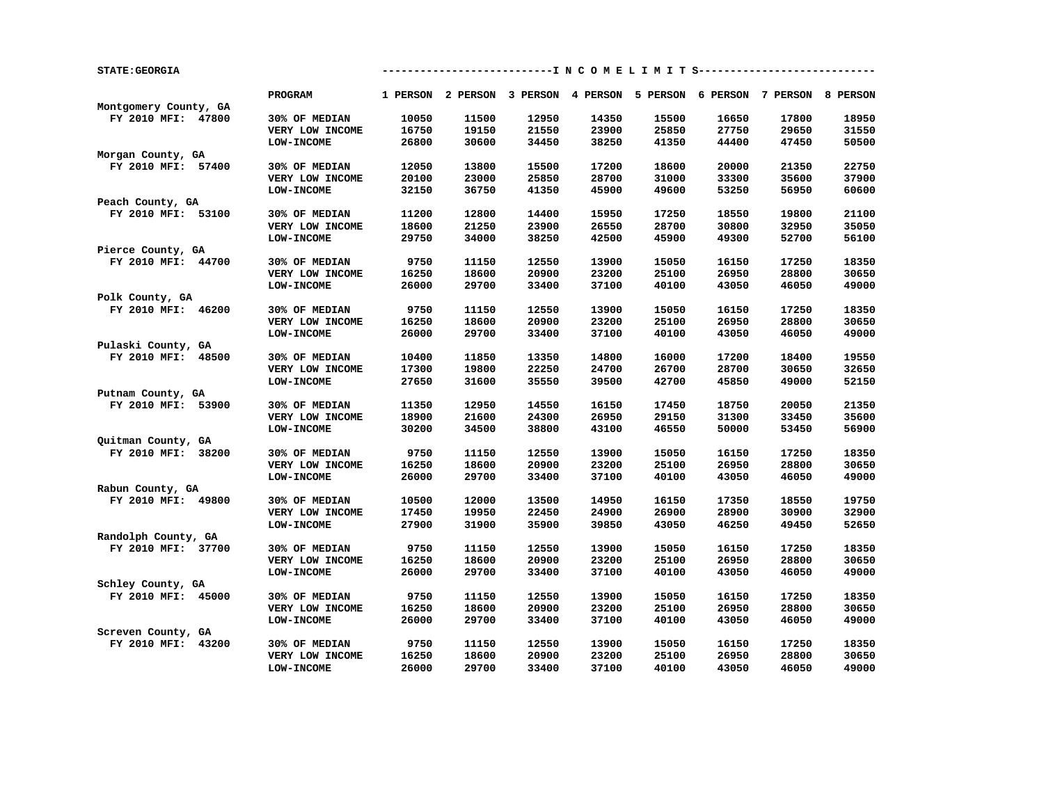STATE:GEORGIA

## I N C O M E L I M I T S

| | PROGRAM | 1 PERSON | 2 PERSON | 3 PERSON | 4 PERSON | 5 PERSON | 6 PERSON | 7 PERSON | 8 PERSON |
|---|---|---|---|---|---|---|---|---|---|
| Montgomery County, GA | | | | | | | | | |
| FY 2010 MFI: 47800 | 30% OF MEDIAN | 10050 | 11500 | 12950 | 14350 | 15500 | 16650 | 17800 | 18950 |
| | VERY LOW INCOME | 16750 | 19150 | 21550 | 23900 | 25850 | 27750 | 29650 | 31550 |
| | LOW-INCOME | 26800 | 30600 | 34450 | 38250 | 41350 | 44400 | 47450 | 50500 |
| Morgan County, GA | | | | | | | | | |
| FY 2010 MFI: 57400 | 30% OF MEDIAN | 12050 | 13800 | 15500 | 17200 | 18600 | 20000 | 21350 | 22750 |
| | VERY LOW INCOME | 20100 | 23000 | 25850 | 28700 | 31000 | 33300 | 35600 | 37900 |
| | LOW-INCOME | 32150 | 36750 | 41350 | 45900 | 49600 | 53250 | 56950 | 60600 |
| Peach County, GA | | | | | | | | | |
| FY 2010 MFI: 53100 | 30% OF MEDIAN | 11200 | 12800 | 14400 | 15950 | 17250 | 18550 | 19800 | 21100 |
| | VERY LOW INCOME | 18600 | 21250 | 23900 | 26550 | 28700 | 30800 | 32950 | 35050 |
| | LOW-INCOME | 29750 | 34000 | 38250 | 42500 | 45900 | 49300 | 52700 | 56100 |
| Pierce County, GA | | | | | | | | | |
| FY 2010 MFI: 44700 | 30% OF MEDIAN | 9750 | 11150 | 12550 | 13900 | 15050 | 16150 | 17250 | 18350 |
| | VERY LOW INCOME | 16250 | 18600 | 20900 | 23200 | 25100 | 26950 | 28800 | 30650 |
| | LOW-INCOME | 26000 | 29700 | 33400 | 37100 | 40100 | 43050 | 46050 | 49000 |
| Polk County, GA | | | | | | | | | |
| FY 2010 MFI: 46200 | 30% OF MEDIAN | 9750 | 11150 | 12550 | 13900 | 15050 | 16150 | 17250 | 18350 |
| | VERY LOW INCOME | 16250 | 18600 | 20900 | 23200 | 25100 | 26950 | 28800 | 30650 |
| | LOW-INCOME | 26000 | 29700 | 33400 | 37100 | 40100 | 43050 | 46050 | 49000 |
| Pulaski County, GA | | | | | | | | | |
| FY 2010 MFI: 48500 | 30% OF MEDIAN | 10400 | 11850 | 13350 | 14800 | 16000 | 17200 | 18400 | 19550 |
| | VERY LOW INCOME | 17300 | 19800 | 22250 | 24700 | 26700 | 28700 | 30650 | 32650 |
| | LOW-INCOME | 27650 | 31600 | 35550 | 39500 | 42700 | 45850 | 49000 | 52150 |
| Putnam County, GA | | | | | | | | | |
| FY 2010 MFI: 53900 | 30% OF MEDIAN | 11350 | 12950 | 14550 | 16150 | 17450 | 18750 | 20050 | 21350 |
| | VERY LOW INCOME | 18900 | 21600 | 24300 | 26950 | 29150 | 31300 | 33450 | 35600 |
| | LOW-INCOME | 30200 | 34500 | 38800 | 43100 | 46550 | 50000 | 53450 | 56900 |
| Quitman County, GA | | | | | | | | | |
| FY 2010 MFI: 38200 | 30% OF MEDIAN | 9750 | 11150 | 12550 | 13900 | 15050 | 16150 | 17250 | 18350 |
| | VERY LOW INCOME | 16250 | 18600 | 20900 | 23200 | 25100 | 26950 | 28800 | 30650 |
| | LOW-INCOME | 26000 | 29700 | 33400 | 37100 | 40100 | 43050 | 46050 | 49000 |
| Rabun County, GA | | | | | | | | | |
| FY 2010 MFI: 49800 | 30% OF MEDIAN | 10500 | 12000 | 13500 | 14950 | 16150 | 17350 | 18550 | 19750 |
| | VERY LOW INCOME | 17450 | 19950 | 22450 | 24900 | 26900 | 28900 | 30900 | 32900 |
| | LOW-INCOME | 27900 | 31900 | 35900 | 39850 | 43050 | 46250 | 49450 | 52650 |
| Randolph County, GA | | | | | | | | | |
| FY 2010 MFI: 37700 | 30% OF MEDIAN | 9750 | 11150 | 12550 | 13900 | 15050 | 16150 | 17250 | 18350 |
| | VERY LOW INCOME | 16250 | 18600 | 20900 | 23200 | 25100 | 26950 | 28800 | 30650 |
| | LOW-INCOME | 26000 | 29700 | 33400 | 37100 | 40100 | 43050 | 46050 | 49000 |
| Schley County, GA | | | | | | | | | |
| FY 2010 MFI: 45000 | 30% OF MEDIAN | 9750 | 11150 | 12550 | 13900 | 15050 | 16150 | 17250 | 18350 |
| | VERY LOW INCOME | 16250 | 18600 | 20900 | 23200 | 25100 | 26950 | 28800 | 30650 |
| | LOW-INCOME | 26000 | 29700 | 33400 | 37100 | 40100 | 43050 | 46050 | 49000 |
| Screven County, GA | | | | | | | | | |
| FY 2010 MFI: 43200 | 30% OF MEDIAN | 9750 | 11150 | 12550 | 13900 | 15050 | 16150 | 17250 | 18350 |
| | VERY LOW INCOME | 16250 | 18600 | 20900 | 23200 | 25100 | 26950 | 28800 | 30650 |
| | LOW-INCOME | 26000 | 29700 | 33400 | 37100 | 40100 | 43050 | 46050 | 49000 |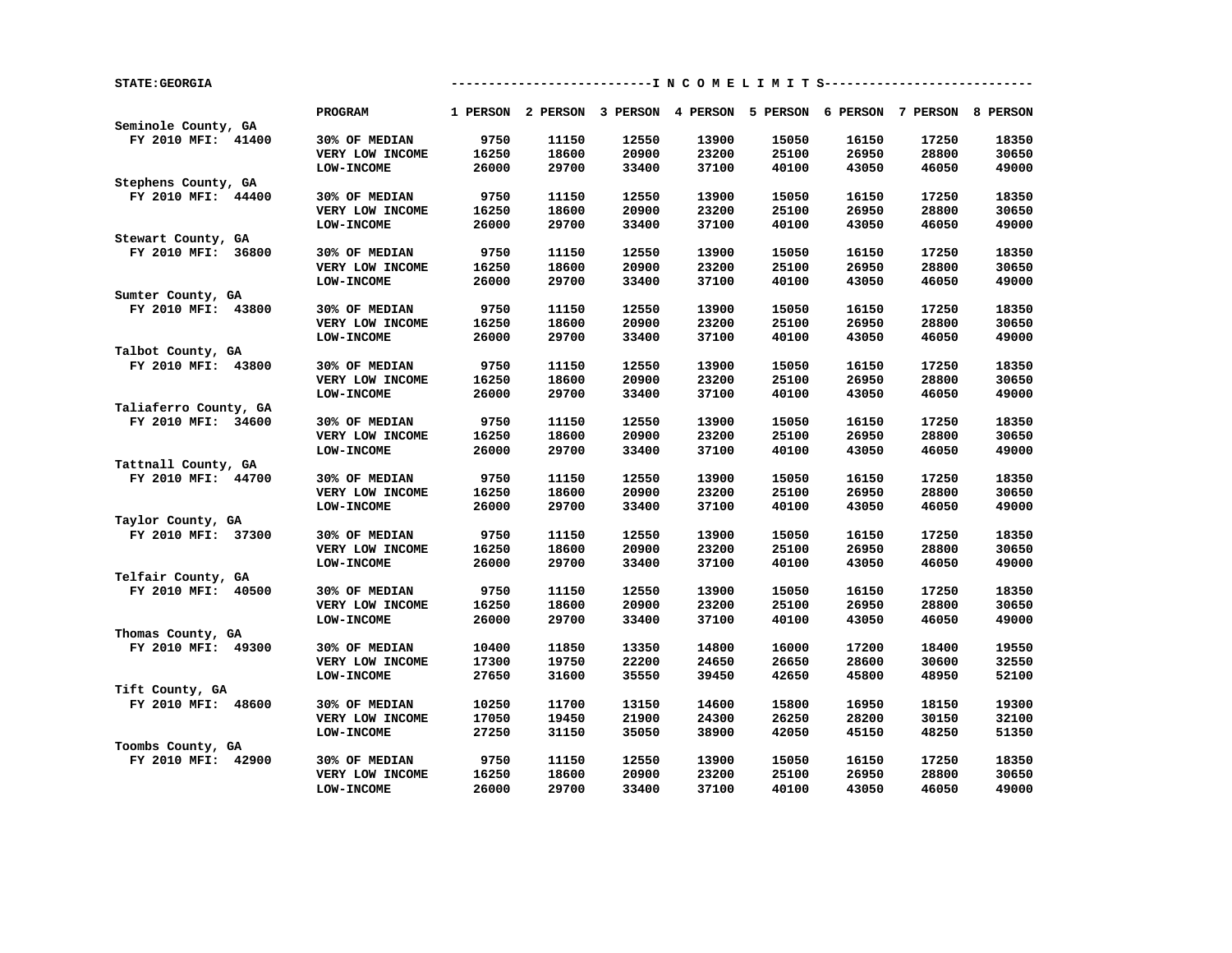STATE:GEORGIA ---------------------------I N C O M E L I M I T S----------------------------

| | PROGRAM | 1 PERSON | 2 PERSON | 3 PERSON | 4 PERSON | 5 PERSON | 6 PERSON | 7 PERSON | 8 PERSON |
|---|---|---|---|---|---|---|---|---|---|
| Seminole County, GA | | | | | | | | | |
| FY 2010 MFI: 41400 | 30% OF MEDIAN | 9750 | 11150 | 12550 | 13900 | 15050 | 16150 | 17250 | 18350 |
| | VERY LOW INCOME | 16250 | 18600 | 20900 | 23200 | 25100 | 26950 | 28800 | 30650 |
| | LOW-INCOME | 26000 | 29700 | 33400 | 37100 | 40100 | 43050 | 46050 | 49000 |
| Stephens County, GA | | | | | | | | | |
| FY 2010 MFI: 44400 | 30% OF MEDIAN | 9750 | 11150 | 12550 | 13900 | 15050 | 16150 | 17250 | 18350 |
| | VERY LOW INCOME | 16250 | 18600 | 20900 | 23200 | 25100 | 26950 | 28800 | 30650 |
| | LOW-INCOME | 26000 | 29700 | 33400 | 37100 | 40100 | 43050 | 46050 | 49000 |
| Stewart County, GA | | | | | | | | | |
| FY 2010 MFI: 36800 | 30% OF MEDIAN | 9750 | 11150 | 12550 | 13900 | 15050 | 16150 | 17250 | 18350 |
| | VERY LOW INCOME | 16250 | 18600 | 20900 | 23200 | 25100 | 26950 | 28800 | 30650 |
| | LOW-INCOME | 26000 | 29700 | 33400 | 37100 | 40100 | 43050 | 46050 | 49000 |
| Sumter County, GA | | | | | | | | | |
| FY 2010 MFI: 43800 | 30% OF MEDIAN | 9750 | 11150 | 12550 | 13900 | 15050 | 16150 | 17250 | 18350 |
| | VERY LOW INCOME | 16250 | 18600 | 20900 | 23200 | 25100 | 26950 | 28800 | 30650 |
| | LOW-INCOME | 26000 | 29700 | 33400 | 37100 | 40100 | 43050 | 46050 | 49000 |
| Talbot County, GA | | | | | | | | | |
| FY 2010 MFI: 43800 | 30% OF MEDIAN | 9750 | 11150 | 12550 | 13900 | 15050 | 16150 | 17250 | 18350 |
| | VERY LOW INCOME | 16250 | 18600 | 20900 | 23200 | 25100 | 26950 | 28800 | 30650 |
| | LOW-INCOME | 26000 | 29700 | 33400 | 37100 | 40100 | 43050 | 46050 | 49000 |
| Taliaferro County, GA | | | | | | | | | |
| FY 2010 MFI: 34600 | 30% OF MEDIAN | 9750 | 11150 | 12550 | 13900 | 15050 | 16150 | 17250 | 18350 |
| | VERY LOW INCOME | 16250 | 18600 | 20900 | 23200 | 25100 | 26950 | 28800 | 30650 |
| | LOW-INCOME | 26000 | 29700 | 33400 | 37100 | 40100 | 43050 | 46050 | 49000 |
| Tattnall County, GA | | | | | | | | | |
| FY 2010 MFI: 44700 | 30% OF MEDIAN | 9750 | 11150 | 12550 | 13900 | 15050 | 16150 | 17250 | 18350 |
| | VERY LOW INCOME | 16250 | 18600 | 20900 | 23200 | 25100 | 26950 | 28800 | 30650 |
| | LOW-INCOME | 26000 | 29700 | 33400 | 37100 | 40100 | 43050 | 46050 | 49000 |
| Taylor County, GA | | | | | | | | | |
| FY 2010 MFI: 37300 | 30% OF MEDIAN | 9750 | 11150 | 12550 | 13900 | 15050 | 16150 | 17250 | 18350 |
| | VERY LOW INCOME | 16250 | 18600 | 20900 | 23200 | 25100 | 26950 | 28800 | 30650 |
| | LOW-INCOME | 26000 | 29700 | 33400 | 37100 | 40100 | 43050 | 46050 | 49000 |
| Telfair County, GA | | | | | | | | | |
| FY 2010 MFI: 40500 | 30% OF MEDIAN | 9750 | 11150 | 12550 | 13900 | 15050 | 16150 | 17250 | 18350 |
| | VERY LOW INCOME | 16250 | 18600 | 20900 | 23200 | 25100 | 26950 | 28800 | 30650 |
| | LOW-INCOME | 26000 | 29700 | 33400 | 37100 | 40100 | 43050 | 46050 | 49000 |
| Thomas County, GA | | | | | | | | | |
| FY 2010 MFI: 49300 | 30% OF MEDIAN | 10400 | 11850 | 13350 | 14800 | 16000 | 17200 | 18400 | 19550 |
| | VERY LOW INCOME | 17300 | 19750 | 22200 | 24650 | 26650 | 28600 | 30600 | 32550 |
| | LOW-INCOME | 27650 | 31600 | 35550 | 39450 | 42650 | 45800 | 48950 | 52100 |
| Tift County, GA | | | | | | | | | |
| FY 2010 MFI: 48600 | 30% OF MEDIAN | 10250 | 11700 | 13150 | 14600 | 15800 | 16950 | 18150 | 19300 |
| | VERY LOW INCOME | 17050 | 19450 | 21900 | 24300 | 26250 | 28200 | 30150 | 32100 |
| | LOW-INCOME | 27250 | 31150 | 35050 | 38900 | 42050 | 45150 | 48250 | 51350 |
| Toombs County, GA | | | | | | | | | |
| FY 2010 MFI: 42900 | 30% OF MEDIAN | 9750 | 11150 | 12550 | 13900 | 15050 | 16150 | 17250 | 18350 |
| | VERY LOW INCOME | 16250 | 18600 | 20900 | 23200 | 25100 | 26950 | 28800 | 30650 |
| | LOW-INCOME | 26000 | 29700 | 33400 | 37100 | 40100 | 43050 | 46050 | 49000 |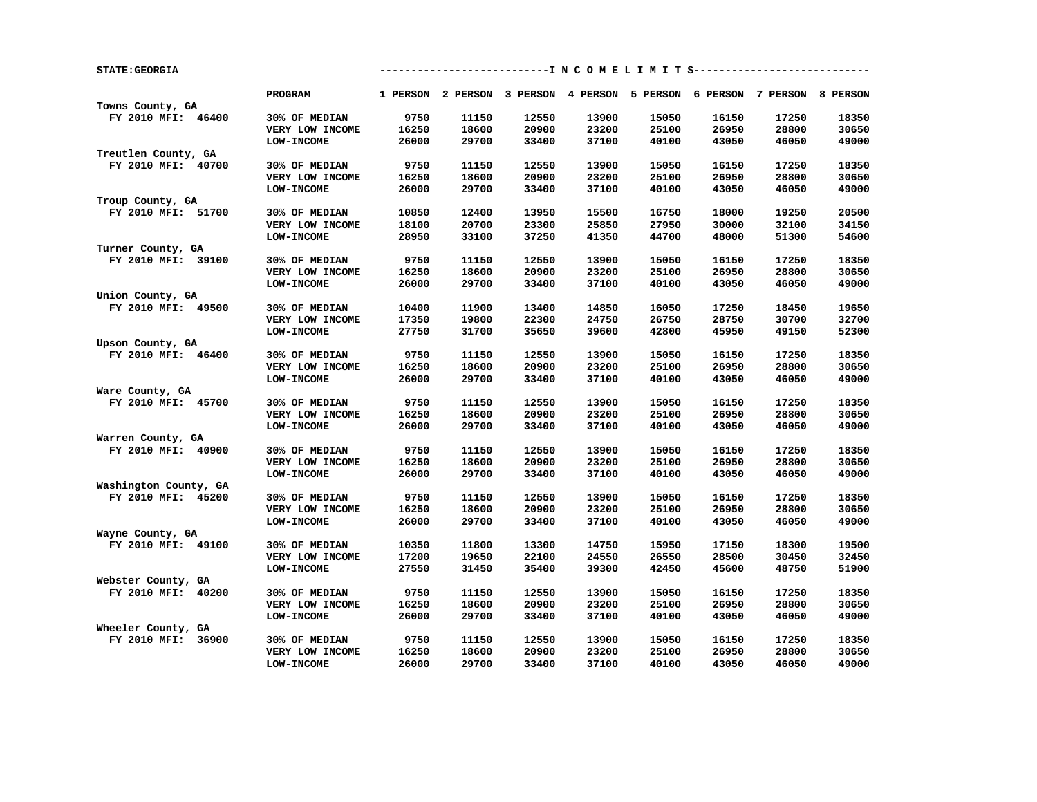STATE:GEORGIA

| | PROGRAM | 1 PERSON | 2 PERSON | 3 PERSON | 4 PERSON | 5 PERSON | 6 PERSON | 7 PERSON | 8 PERSON |
|---|---|---|---|---|---|---|---|---|---|
| Towns County, GA | | | | | | | | | |
| FY 2010 MFI: 46400 | 30% OF MEDIAN | 9750 | 11150 | 12550 | 13900 | 15050 | 16150 | 17250 | 18350 |
| | VERY LOW INCOME | 16250 | 18600 | 20900 | 23200 | 25100 | 26950 | 28800 | 30650 |
| | LOW-INCOME | 26000 | 29700 | 33400 | 37100 | 40100 | 43050 | 46050 | 49000 |
| Treutlen County, GA | | | | | | | | | |
| FY 2010 MFI: 40700 | 30% OF MEDIAN | 9750 | 11150 | 12550 | 13900 | 15050 | 16150 | 17250 | 18350 |
| | VERY LOW INCOME | 16250 | 18600 | 20900 | 23200 | 25100 | 26950 | 28800 | 30650 |
| | LOW-INCOME | 26000 | 29700 | 33400 | 37100 | 40100 | 43050 | 46050 | 49000 |
| Troup County, GA | | | | | | | | | |
| FY 2010 MFI: 51700 | 30% OF MEDIAN | 10850 | 12400 | 13950 | 15500 | 16750 | 18000 | 19250 | 20500 |
| | VERY LOW INCOME | 18100 | 20700 | 23300 | 25850 | 27950 | 30000 | 32100 | 34150 |
| | LOW-INCOME | 28950 | 33100 | 37250 | 41350 | 44700 | 48000 | 51300 | 54600 |
| Turner County, GA | | | | | | | | | |
| FY 2010 MFI: 39100 | 30% OF MEDIAN | 9750 | 11150 | 12550 | 13900 | 15050 | 16150 | 17250 | 18350 |
| | VERY LOW INCOME | 16250 | 18600 | 20900 | 23200 | 25100 | 26950 | 28800 | 30650 |
| | LOW-INCOME | 26000 | 29700 | 33400 | 37100 | 40100 | 43050 | 46050 | 49000 |
| Union County, GA | | | | | | | | | |
| FY 2010 MFI: 49500 | 30% OF MEDIAN | 10400 | 11900 | 13400 | 14850 | 16050 | 17250 | 18450 | 19650 |
| | VERY LOW INCOME | 17350 | 19800 | 22300 | 24750 | 26750 | 28750 | 30700 | 32700 |
| | LOW-INCOME | 27750 | 31700 | 35650 | 39600 | 42800 | 45950 | 49150 | 52300 |
| Upson County, GA | | | | | | | | | |
| FY 2010 MFI: 46400 | 30% OF MEDIAN | 9750 | 11150 | 12550 | 13900 | 15050 | 16150 | 17250 | 18350 |
| | VERY LOW INCOME | 16250 | 18600 | 20900 | 23200 | 25100 | 26950 | 28800 | 30650 |
| | LOW-INCOME | 26000 | 29700 | 33400 | 37100 | 40100 | 43050 | 46050 | 49000 |
| Ware County, GA | | | | | | | | | |
| FY 2010 MFI: 45700 | 30% OF MEDIAN | 9750 | 11150 | 12550 | 13900 | 15050 | 16150 | 17250 | 18350 |
| | VERY LOW INCOME | 16250 | 18600 | 20900 | 23200 | 25100 | 26950 | 28800 | 30650 |
| | LOW-INCOME | 26000 | 29700 | 33400 | 37100 | 40100 | 43050 | 46050 | 49000 |
| Warren County, GA | | | | | | | | | |
| FY 2010 MFI: 40900 | 30% OF MEDIAN | 9750 | 11150 | 12550 | 13900 | 15050 | 16150 | 17250 | 18350 |
| | VERY LOW INCOME | 16250 | 18600 | 20900 | 23200 | 25100 | 26950 | 28800 | 30650 |
| | LOW-INCOME | 26000 | 29700 | 33400 | 37100 | 40100 | 43050 | 46050 | 49000 |
| Washington County, GA | | | | | | | | | |
| FY 2010 MFI: 45200 | 30% OF MEDIAN | 9750 | 11150 | 12550 | 13900 | 15050 | 16150 | 17250 | 18350 |
| | VERY LOW INCOME | 16250 | 18600 | 20900 | 23200 | 25100 | 26950 | 28800 | 30650 |
| | LOW-INCOME | 26000 | 29700 | 33400 | 37100 | 40100 | 43050 | 46050 | 49000 |
| Wayne County, GA | | | | | | | | | |
| FY 2010 MFI: 49100 | 30% OF MEDIAN | 10350 | 11800 | 13300 | 14750 | 15950 | 17150 | 18300 | 19500 |
| | VERY LOW INCOME | 17200 | 19650 | 22100 | 24550 | 26550 | 28500 | 30450 | 32450 |
| | LOW-INCOME | 27550 | 31450 | 35400 | 39300 | 42450 | 45600 | 48750 | 51900 |
| Webster County, GA | | | | | | | | | |
| FY 2010 MFI: 40200 | 30% OF MEDIAN | 9750 | 11150 | 12550 | 13900 | 15050 | 16150 | 17250 | 18350 |
| | VERY LOW INCOME | 16250 | 18600 | 20900 | 23200 | 25100 | 26950 | 28800 | 30650 |
| | LOW-INCOME | 26000 | 29700 | 33400 | 37100 | 40100 | 43050 | 46050 | 49000 |
| Wheeler County, GA | | | | | | | | | |
| FY 2010 MFI: 36900 | 30% OF MEDIAN | 9750 | 11150 | 12550 | 13900 | 15050 | 16150 | 17250 | 18350 |
| | VERY LOW INCOME | 16250 | 18600 | 20900 | 23200 | 25100 | 26950 | 28800 | 30650 |
| | LOW-INCOME | 26000 | 29700 | 33400 | 37100 | 40100 | 43050 | 46050 | 49000 |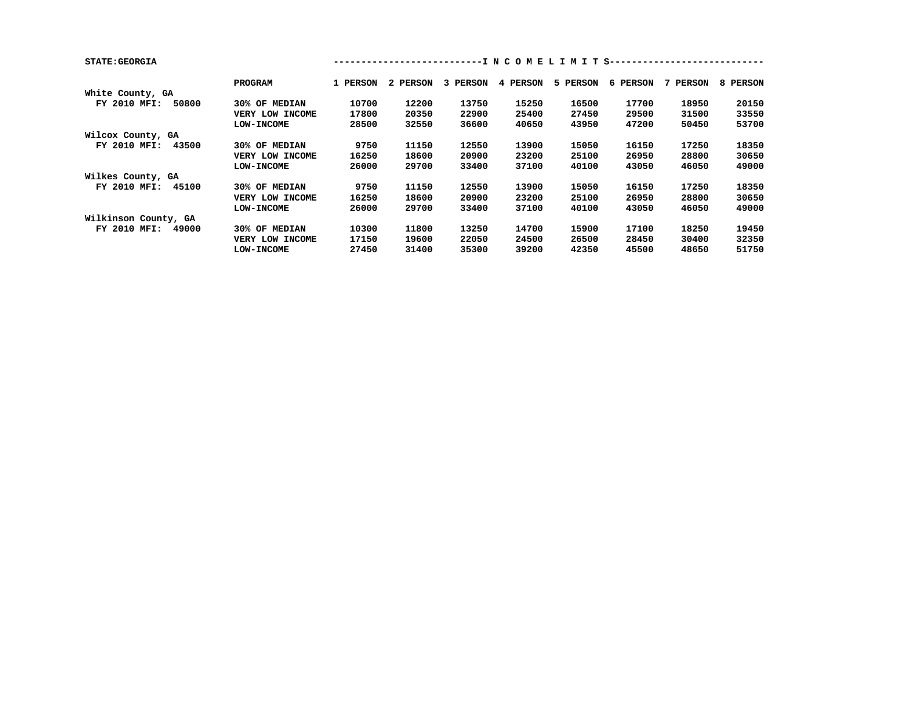STATE:GEORGIA

| | PROGRAM | 1 PERSON | 2 PERSON | 3 PERSON | 4 PERSON | 5 PERSON | 6 PERSON | 7 PERSON | 8 PERSON |
|---|---|---|---|---|---|---|---|---|---|
| **White County, GA** | | | | | | | | | |
| FY 2010 MFI: 50800 | 30% OF MEDIAN | 10700 | 12200 | 13750 | 15250 | 16500 | 17700 | 18950 | 20150 |
| | VERY LOW INCOME | 17800 | 20350 | 22900 | 25400 | 27450 | 29500 | 31500 | 33550 |
| | LOW-INCOME | 28500 | 32550 | 36600 | 40650 | 43950 | 47200 | 50450 | 53700 |
| **Wilcox County, GA** | | | | | | | | | |
| FY 2010 MFI: 43500 | 30% OF MEDIAN | 9750 | 11150 | 12550 | 13900 | 15050 | 16150 | 17250 | 18350 |
| | VERY LOW INCOME | 16250 | 18600 | 20900 | 23200 | 25100 | 26950 | 28800 | 30650 |
| | LOW-INCOME | 26000 | 29700 | 33400 | 37100 | 40100 | 43050 | 46050 | 49000 |
| **Wilkes County, GA** | | | | | | | | | |
| FY 2010 MFI: 45100 | 30% OF MEDIAN | 9750 | 11150 | 12550 | 13900 | 15050 | 16150 | 17250 | 18350 |
| | VERY LOW INCOME | 16250 | 18600 | 20900 | 23200 | 25100 | 26950 | 28800 | 30650 |
| | LOW-INCOME | 26000 | 29700 | 33400 | 37100 | 40100 | 43050 | 46050 | 49000 |
| **Wilkinson County, GA** | | | | | | | | | |
| FY 2010 MFI: 49000 | 30% OF MEDIAN | 10300 | 11800 | 13250 | 14700 | 15900 | 17100 | 18250 | 19450 |
| | VERY LOW INCOME | 17150 | 19600 | 22050 | 24500 | 26500 | 28450 | 30400 | 32350 |
| | LOW-INCOME | 27450 | 31400 | 35300 | 39200 | 42350 | 45500 | 48650 | 51750 |